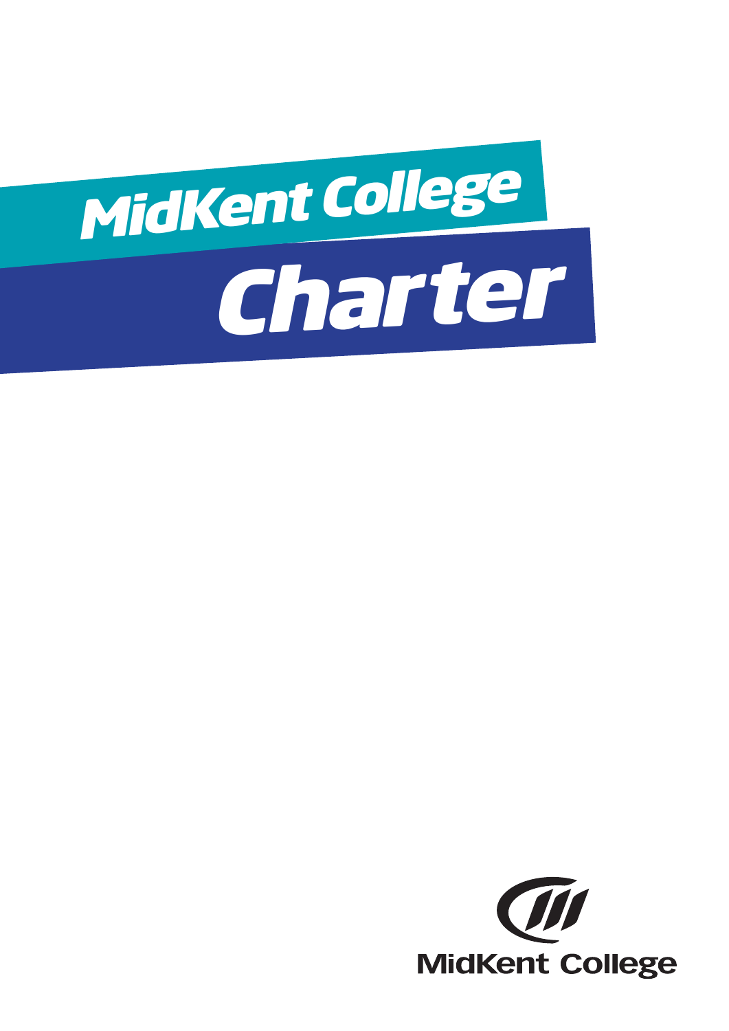# MidKent College

# Charter

MidKent College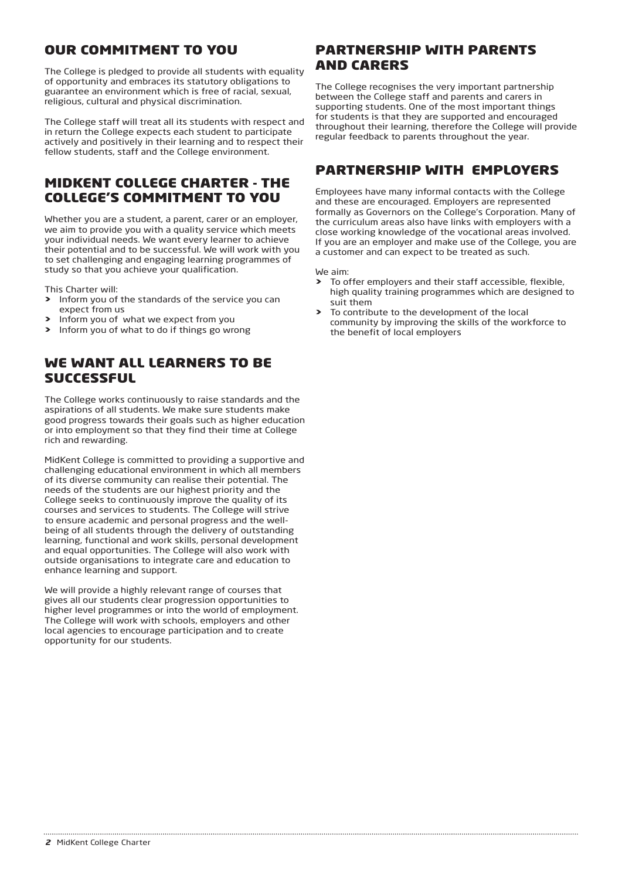## OUR COMMITMENT TO YOU

The College is pledged to provide all students with equality of opportunity and embraces its statutory obligations to guarantee an environment which is free of racial, sexual, religious, cultural and physical discrimination.

The College staff will treat all its students with respect and in return the College expects each student to participate actively and positively in their learning and to respect their fellow students, staff and the College environment.

## MIDKENT COLLEGE CHARTER - THE COLLEGE'S COMMITMENT TO YOU

Whether you are a student, a parent, carer or an employer, we aim to provide you with a quality service which meets your individual needs. We want every learner to achieve their potential and to be successful. We will work with you to set challenging and engaging learning programmes of study so that you achieve your qualification.

This Charter will:

- Inform you of the standards of the service you can expect from us
- Inform you of what we expect from you
- Inform you of what to do if things go wrong

## WE WANT ALL LEARNERS TO BE SUCCESSFUL

The College works continuously to raise standards and the aspirations of all students. We make sure students make good progress towards their goals such as higher education or into employment so that they find their time at College rich and rewarding.

MidKent College is committed to providing a supportive and challenging educational environment in which all members of its diverse community can realise their potential. The needs of the students are our highest priority and the College seeks to continuously improve the quality of its courses and services to students. The College will strive to ensure academic and personal progress and the well-being of all students through the delivery of outstanding learning, functional and work skills, personal development and equal opportunities. The College will also work with outside organisations to integrate care and education to enhance learning and support.

We will provide a highly relevant range of courses that gives all our students clear progression opportunities to higher level programmes or into the world of employment. The College will work with schools, employers and other local agencies to encourage participation and to create opportunity for our students.

## PARTNERSHIP WITH PARENTS AND CARERS

The College recognises the very important partnership between the College staff and parents and carers in supporting students. One of the most important things for students is that they are supported and encouraged throughout their learning, therefore the College will provide regular feedback to parents throughout the year.

## PARTNERSHIP WITH EMPLOYERS

Employees have many informal contacts with the College and these are encouraged. Employers are represented formally as Governors on the College's Corporation. Many of the curriculum areas also have links with employers with a close working knowledge of the vocational areas involved. If you are an employer and make use of the College, you are a customer and can expect to be treated as such.

We aim:

- To offer employers and their staff accessible, flexible, high quality training programmes which are designed to suit them
- To contribute to the development of the local community by improving the skills of the workforce to the benefit of local employers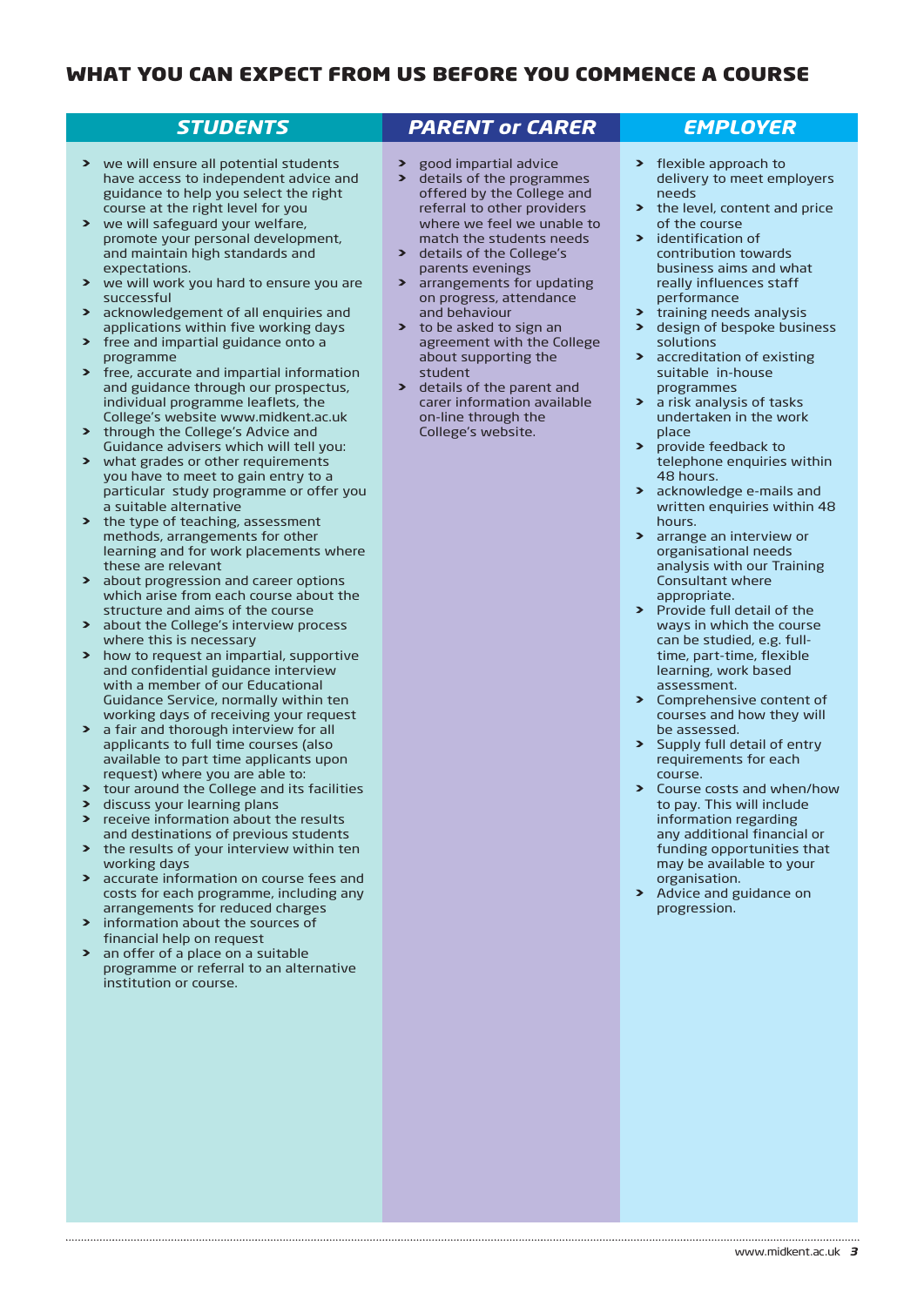# WHAT YOU CAN EXPECT FROM US BEFORE YOU COMMENCE A COURSE

## *STUDENTS*

- we will ensure all potential students have access to independent advice and guidance to help you select the right course at the right level for you
- we will safeguard your welfare, promote your personal development, and maintain high standards and expectations.
- we will work you hard to ensure you are successful
- acknowledgement of all enquiries and applications within five working days
- free and impartial guidance onto a programme
- free, accurate and impartial information and guidance through our prospectus, individual programme leaflets, the College's website www.midkent.ac.uk
- through the College's Advice and Guidance advisers which will tell you:
- what grades or other requirements you have to meet to gain entry to a particular study programme or offer you a suitable alternative
- the type of teaching, assessment methods, arrangements for other learning and for work placements where these are relevant
- about progression and career options which arise from each course about the structure and aims of the course
- about the College's interview process where this is necessary
- how to request an impartial, supportive and confidential guidance interview with a member of our Educational Guidance Service, normally within ten working days of receiving your request
- a fair and thorough interview for all applicants to full time courses (also available to part time applicants upon request) where you are able to:
- tour around the College and its facilities
- discuss your learning plans
- receive information about the results and destinations of previous students
- the results of your interview within ten working days
- accurate information on course fees and costs for each programme, including any arrangements for reduced charges
- information about the sources of financial help on request
- an offer of a place on a suitable programme or referral to an alternative institution or course.

## *PARENT or CARER*

- good impartial advice
- details of the programmes offered by the College and referral to other providers where we feel we unable to match the students needs
- details of the College's parents evenings
- arrangements for updating on progress, attendance and behaviour
- to be asked to sign an agreement with the College about supporting the student
- details of the parent and carer information available on-line through the College's website.

## *EMPLOYER*

- flexible approach to delivery to meet employers needs
- the level, content and price of the course
- identification of contribution towards business aims and what really influences staff performance
- training needs analysis
- design of bespoke business solutions
- accreditation of existing suitable in-house programmes
- a risk analysis of tasks undertaken in the work place
- provide feedback to telephone enquiries within 48 hours.
- acknowledge e-mails and written enquiries within 48 hours.
- arrange an interview or organisational needs analysis with our Training Consultant where appropriate.
- Provide full detail of the ways in which the course can be studied, e.g. full-time, part-time, flexible learning, work based assessment.
- Comprehensive content of courses and how they will be assessed.
- Supply full detail of entry requirements for each course.
- Course costs and when/how to pay. This will include information regarding any additional financial or funding opportunities that may be available to your organisation.
- Advice and guidance on progression.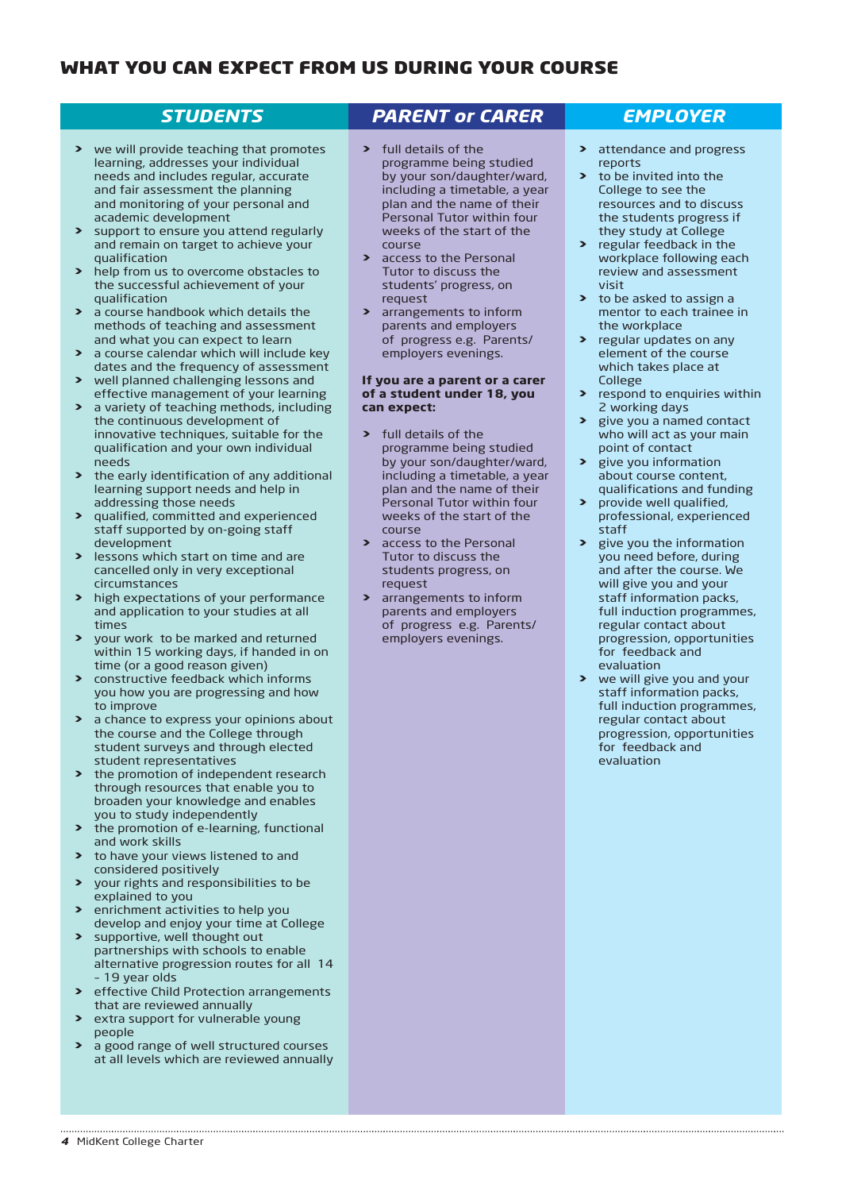# WHAT YOU CAN EXPECT FROM US DURING YOUR COURSE

## *STUDENTS*

- we will provide teaching that promotes learning, addresses your individual needs and includes regular, accurate and fair assessment the planning and monitoring of your personal and academic development
- support to ensure you attend regularly and remain on target to achieve your qualification
- help from us to overcome obstacles to the successful achievement of your qualification
- a course handbook which details the methods of teaching and assessment and what you can expect to learn
- a course calendar which will include key dates and the frequency of assessment
- well planned challenging lessons and effective management of your learning
- a variety of teaching methods, including the continuous development of innovative techniques, suitable for the qualification and your own individual needs
- the early identification of any additional learning support needs and help in addressing those needs
- qualified, committed and experienced staff supported by on-going staff development
- lessons which start on time and are cancelled only in very exceptional circumstances
- high expectations of your performance and application to your studies at all times
- your work to be marked and returned within 15 working days, if handed in on time (or a good reason given)
- constructive feedback which informs you how you are progressing and how to improve
- a chance to express your opinions about the course and the College through student surveys and through elected student representatives
- the promotion of independent research through resources that enable you to broaden your knowledge and enables you to study independently
- the promotion of e-learning, functional and work skills
- to have your views listened to and considered positively
- your rights and responsibilities to be explained to you
- enrichment activities to help you develop and enjoy your time at College
- supportive, well thought out partnerships with schools to enable alternative progression routes for all 14 - 19 year olds
- effective Child Protection arrangements that are reviewed annually
- extra support for vulnerable young people
- a good range of well structured courses at all levels which are reviewed annually

## *PARENT or CARER*

- full details of the programme being studied by your son/daughter/ward, including a timetable, a year plan and the name of their Personal Tutor within four weeks of the start of the course
- access to the Personal Tutor to discuss the students' progress, on request
- arrangements to inform parents and employers of progress e.g. Parents/ employers evenings.

**If you are a parent or a carer of a student under 18, you can expect:**

- full details of the programme being studied by your son/daughter/ward, including a timetable, a year plan and the name of their Personal Tutor within four weeks of the start of the course
- access to the Personal Tutor to discuss the students progress, on request
- arrangements to inform parents and employers of progress e.g. Parents/ employers evenings.

## *EMPLOYER*

- attendance and progress reports
- to be invited into the College to see the resources and to discuss the students progress if they study at College
- regular feedback in the workplace following each review and assessment visit
- to be asked to assign a mentor to each trainee in the workplace
- regular updates on any element of the course which takes place at College
- respond to enquiries within 2 working days
- give you a named contact who will act as your main point of contact
- give you information about course content, qualifications and funding
- provide well qualified, professional, experienced staff
- give you the information you need before, during and after the course. We will give you and your staff information packs, full induction programmes, regular contact about progression, opportunities for feedback and evaluation
- we will give you and your staff information packs, full induction programmes, regular contact about progression, opportunities for feedback and evaluation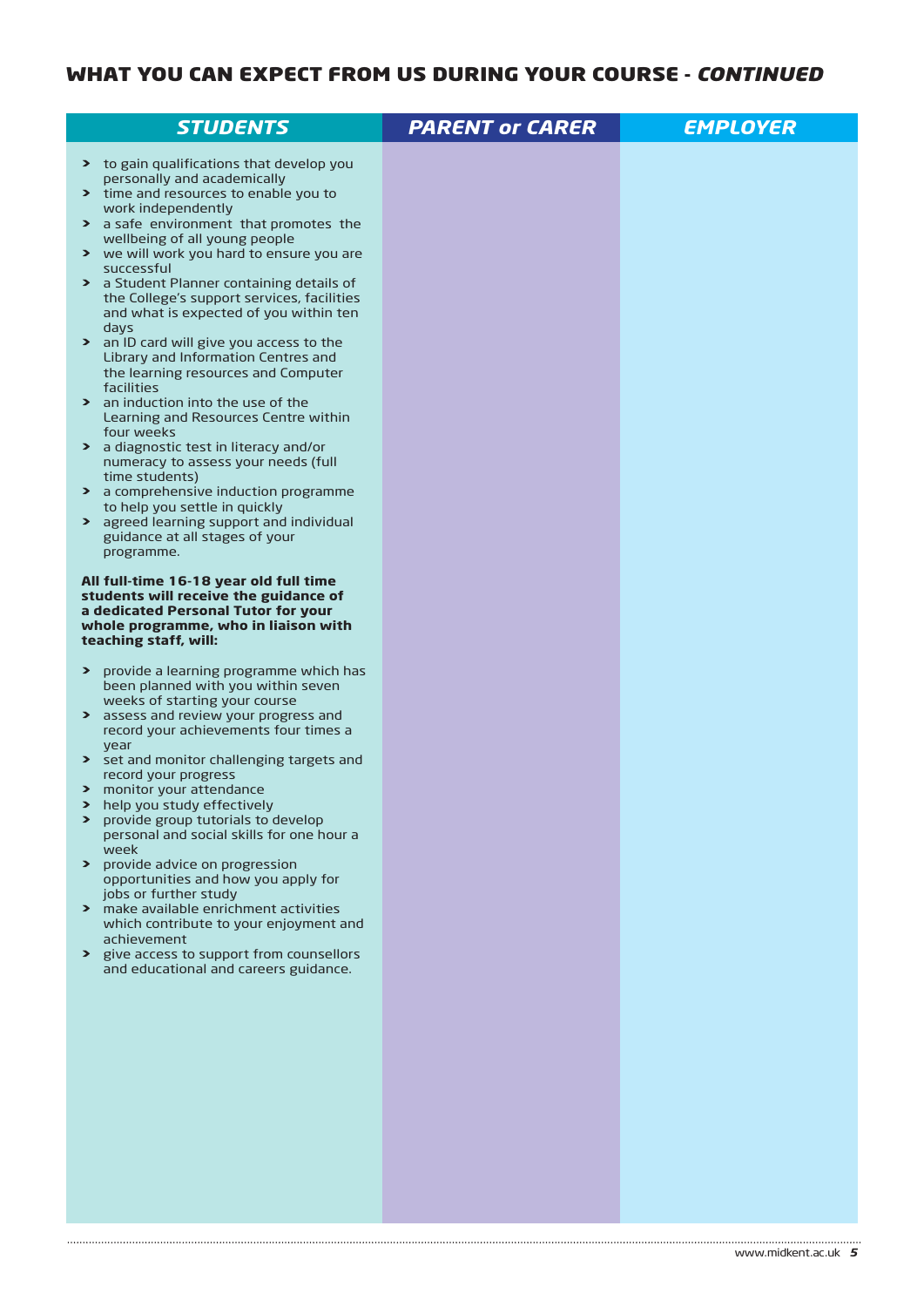## WHAT YOU CAN EXPECT FROM US DURING YOUR COURSE - *CONTINUED*

### *STUDENTS*

- to gain qualifications that develop you personally and academically
- time and resources to enable you to work independently
- a safe environment that promotes the wellbeing of all young people
- we will work you hard to ensure you are successful
- a Student Planner containing details of the College's support services, facilities and what is expected of you within ten days
- an ID card will give you access to the Library and Information Centres and the learning resources and Computer facilities
- an induction into the use of the Learning and Resources Centre within four weeks
- a diagnostic test in literacy and/or numeracy to assess your needs (full time students)
- a comprehensive induction programme to help you settle in quickly
- agreed learning support and individual guidance at all stages of your programme.

**All full-time 16-18 year old full time students will receive the guidance of a dedicated Personal Tutor for your whole programme, who in liaison with teaching staff, will:**

- provide a learning programme which has been planned with you within seven weeks of starting your course
- assess and review your progress and record your achievements four times a year
- set and monitor challenging targets and record your progress
- monitor your attendance
- help you study effectively
- provide group tutorials to develop personal and social skills for one hour a week
- provide advice on progression opportunities and how you apply for jobs or further study
- make available enrichment activities which contribute to your enjoyment and achievement
- give access to support from counsellors and educational and careers guidance.

### *PARENT or CARER*

### *EMPLOYER*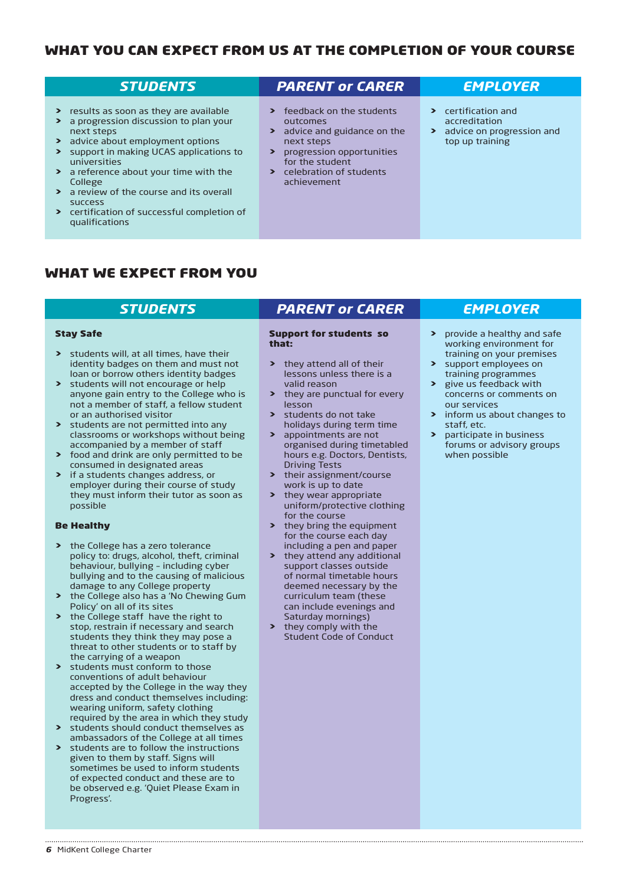## WHAT YOU CAN EXPECT FROM US AT THE COMPLETION OF YOUR COURSE

### STUDENTS

- results as soon as they are available
- a progression discussion to plan your next steps
- advice about employment options
- support in making UCAS applications to universities
- a reference about your time with the College
- a review of the course and its overall success
- certification of successful completion of qualifications

### PARENT or CARER

- feedback on the students outcomes
- advice and guidance on the next steps
- progression opportunities for the student
- celebration of students achievement

### EMPLOYER

- certification and accreditation
- advice on progression and top up training

## WHAT WE EXPECT FROM YOU

### STUDENTS

**Stay Safe**

- students will, at all times, have their identity badges on them and must not loan or borrow others identity badges
- students will not encourage or help anyone gain entry to the College who is not a member of staff, a fellow student or an authorised visitor
- students are not permitted into any classrooms or workshops without being accompanied by a member of staff
- food and drink are only permitted to be consumed in designated areas
- if a students changes address, or employer during their course of study they must inform their tutor as soon as possible

**Be Healthy**

- the College has a zero tolerance policy to: drugs, alcohol, theft, criminal behaviour, bullying - including cyber bullying and to the causing of malicious damage to any College property
- the College also has a 'No Chewing Gum Policy' on all of its sites
- the College staff have the right to stop, restrain if necessary and search students they think they may pose a threat to other students or to staff by the carrying of a weapon
- students must conform to those conventions of adult behaviour accepted by the College in the way they dress and conduct themselves including: wearing uniform, safety clothing required by the area in which they study
- students should conduct themselves as ambassadors of the College at all times
- students are to follow the instructions given to them by staff. Signs will sometimes be used to inform students of expected conduct and these are to be observed e.g. 'Quiet Please Exam in Progress'.

### PARENT or CARER

**Support for students so that:**

- they attend all of their lessons unless there is a valid reason
- they are punctual for every lesson
- students do not take holidays during term time
- appointments are not organised during timetabled hours e.g. Doctors, Dentists, Driving Tests
- their assignment/course work is up to date
- they wear appropriate uniform/protective clothing for the course
- they bring the equipment for the course each day including a pen and paper
- they attend any additional support classes outside of normal timetable hours deemed necessary by the curriculum team (these can include evenings and Saturday mornings)
- they comply with the Student Code of Conduct

### EMPLOYER

- provide a healthy and safe working environment for training on your premises
- support employees on training programmes
- give us feedback with concerns or comments on our services
- inform us about changes to staff, etc.
- participate in business forums or advisory groups when possible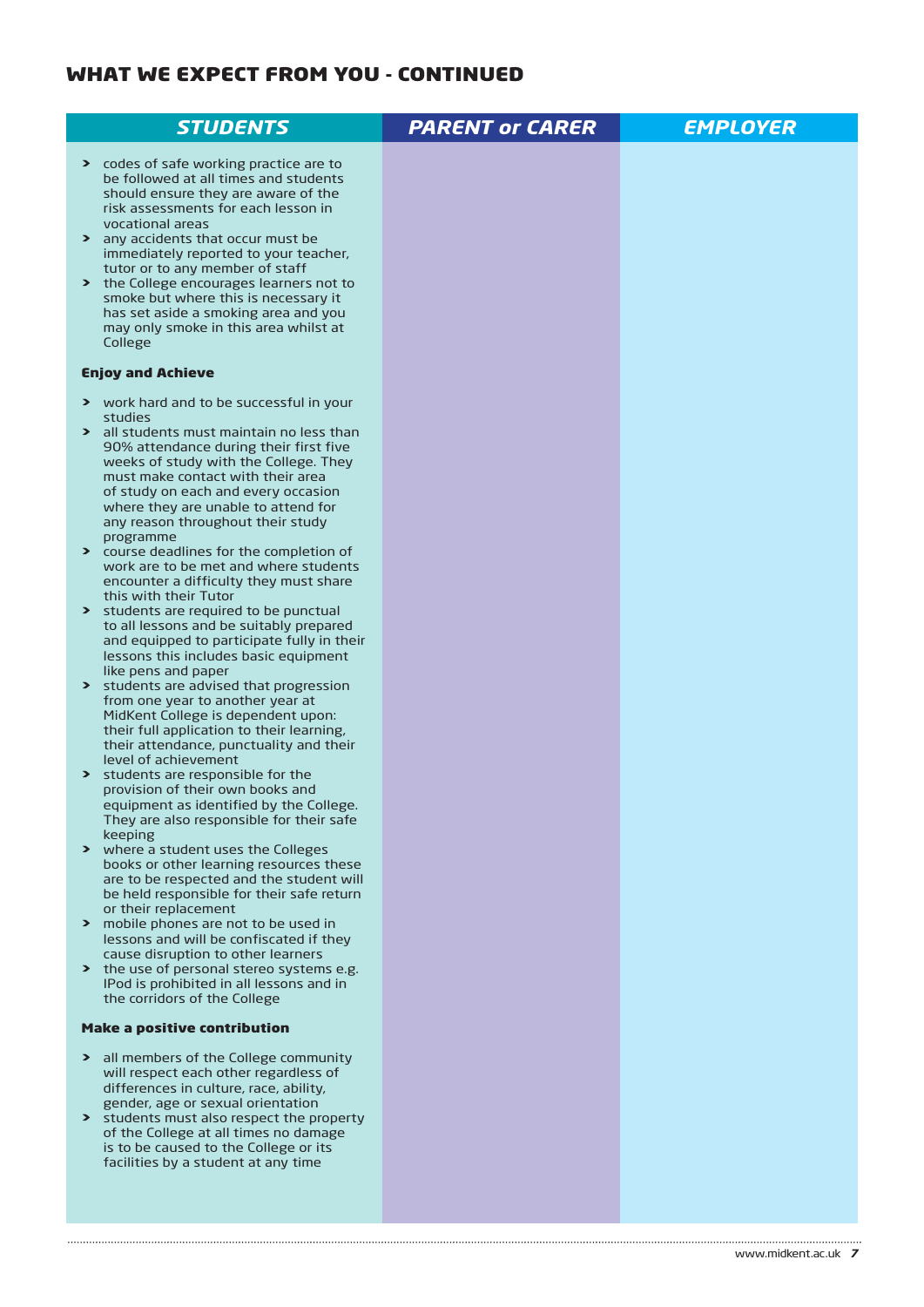## WHAT WE EXPECT FROM YOU - CONTINUED

| STUDENTS | PARENT or CARER | EMPLOYER |
|---|---|---|
| > codes of safe working practice are to be followed at all times and students should ensure they are aware of the risk assessments for each lesson in vocational areas<br>> any accidents that occur must be immediately reported to your teacher, tutor or to any member of staff<br>> the College encourages learners not to smoke but where this is necessary it has set aside a smoking area and you may only smoke in this area whilst at College<br><br>**Enjoy and Achieve**<br><br>> work hard and to be successful in your studies<br>> all students must maintain no less than 90% attendance during their first five weeks of study with the College. They must make contact with their area of study on each and every occasion where they are unable to attend for any reason throughout their study programme<br>> course deadlines for the completion of work are to be met and where students encounter a difficulty they must share this with their Tutor<br>> students are required to be punctual to all lessons and be suitably prepared and equipped to participate fully in their lessons this includes basic equipment like pens and paper<br>> students are advised that progression from one year to another year at MidKent College is dependent upon: their full application to their learning, their attendance, punctuality and their level of achievement<br>> students are responsible for the provision of their own books and equipment as identified by the College. They are also responsible for their safe keeping<br>> where a student uses the Colleges books or other learning resources these are to be respected and the student will be held responsible for their safe return or their replacement<br>> mobile phones are not to be used in lessons and will be confiscated if they cause disruption to other learners<br>> the use of personal stereo systems e.g. IPod is prohibited in all lessons and in the corridors of the College<br><br>**Make a positive contribution**<br><br>> all members of the College community will respect each other regardless of differences in culture, race, ability, gender, age or sexual orientation<br>> students must also respect the property of the College at all times no damage is to be caused to the College or its facilities by a student at any time | | |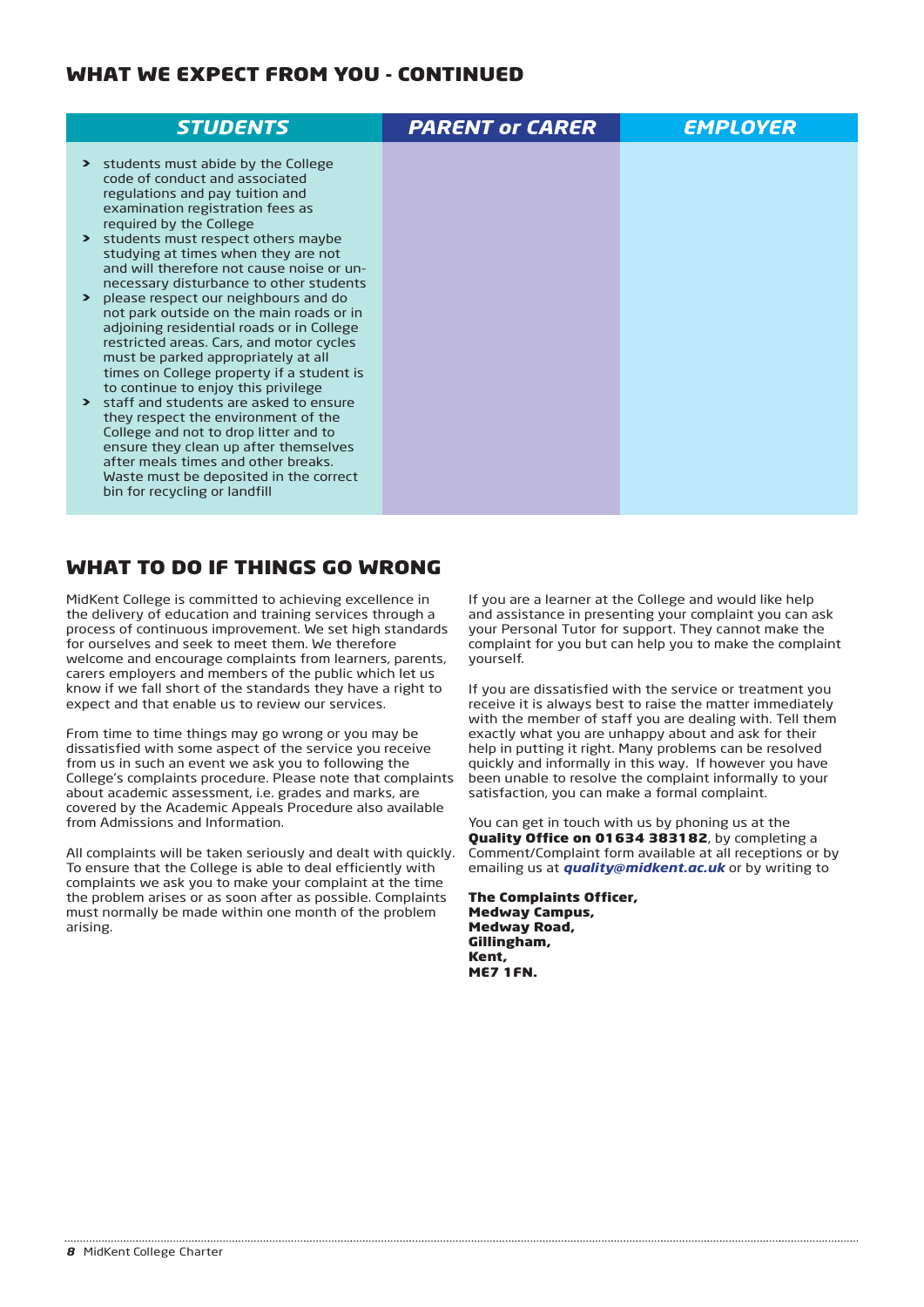## WHAT WE EXPECT FROM YOU - CONTINUED

| STUDENTS | PARENT or CARER | EMPLOYER |
|---|---|---|
| • students must abide by the College code of conduct and associated regulations and pay tuition and examination registration fees as required by the College<br>• students must respect others maybe studying at times when they are not and will therefore not cause noise or un-necessary disturbance to other students<br>• please respect our neighbours and do not park outside on the main roads or in adjoining residential roads or in College restricted areas. Cars, and motor cycles must be parked appropriately at all times on College property if a student is to continue to enjoy this privilege<br>• staff and students are asked to ensure they respect the environment of the College and not to drop litter and to ensure they clean up after themselves after meals times and other breaks. Waste must be deposited in the correct bin for recycling or landfill | | |

## WHAT TO DO IF THINGS GO WRONG

MidKent College is committed to achieving excellence in the delivery of education and training services through a process of continuous improvement. We set high standards for ourselves and seek to meet them. We therefore welcome and encourage complaints from learners, parents, carers employers and members of the public which let us know if we fall short of the standards they have a right to expect and that enable us to review our services.

From time to time things may go wrong or you may be dissatisfied with some aspect of the service you receive from us in such an event we ask you to following the College's complaints procedure. Please note that complaints about academic assessment, i.e. grades and marks, are covered by the Academic Appeals Procedure also available from Admissions and Information.

All complaints will be taken seriously and dealt with quickly. To ensure that the College is able to deal efficiently with complaints we ask you to make your complaint at the time the problem arises or as soon after as possible. Complaints must normally be made within one month of the problem arising.

If you are a learner at the College and would like help and assistance in presenting your complaint you can ask your Personal Tutor for support. They cannot make the complaint for you but can help you to make the complaint yourself.

If you are dissatisfied with the service or treatment you receive it is always best to raise the matter immediately with the member of staff you are dealing with. Tell them exactly what you are unhappy about and ask for their help in putting it right. Many problems can be resolved quickly and informally in this way. If however you have been unable to resolve the complaint informally to your satisfaction, you can make a formal complaint.

You can get in touch with us by phoning us at the **Quality Office on 01634 383182**, by completing a Comment/Complaint form available at all receptions or by emailing us at ***quality@midkent.ac.uk*** or by writing to

**The Complaints Officer,**
**Medway Campus,**
**Medway Road,**
**Gillingham,**
**Kent,**
**ME7 1FN.**